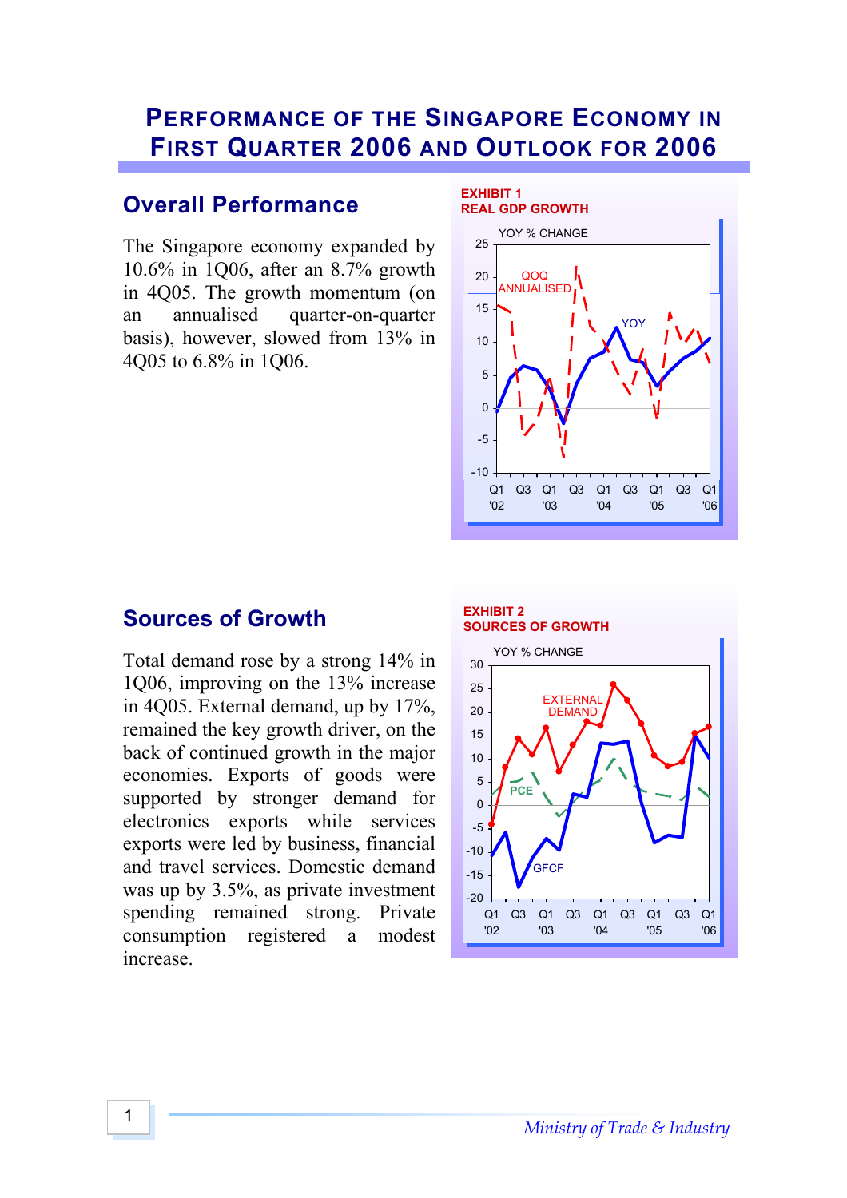# PERFORMANCE OF THE SINGAPORE ECONOMY IN FIRST QUARTER 2006 AND OUTLOOK FOR 2006

## Overall Performance

The Singapore economy expanded by 10.6% in 1Q06, after an 8.7% growth in 4Q05. The growth momentum (on an annualised quarter-on-quarter basis), however, slowed from 13% in 4Q05 to 6.8% in 1Q06.

**EXHIBIT 1**
**REAL GDP GROWTH**

## Sources of Growth

Total demand rose by a strong 14% in 1Q06, improving on the 13% increase in 4Q05. External demand, up by 17%, remained the key growth driver, on the back of continued growth in the major economies. Exports of goods were supported by stronger demand for electronics exports while services exports were led by business, financial and travel services. Domestic demand was up by 3.5%, as private investment spending remained strong. Private consumption registered a modest increase.

**EXHIBIT 2**
**SOURCES OF GROWTH**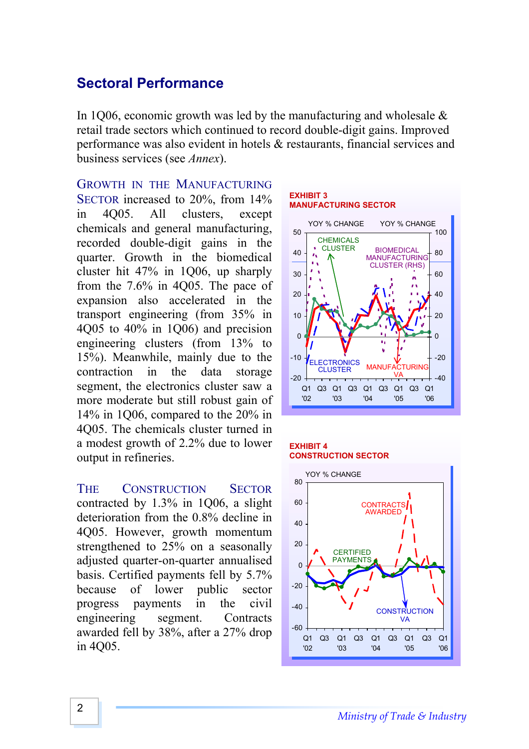## Sectoral Performance

In 1Q06, economic growth was led by the manufacturing and wholesale & retail trade sectors which continued to record double-digit gains. Improved performance was also evident in hotels & restaurants, financial services and business services (see *Annex*).

GROWTH IN THE MANUFACTURING SECTOR increased to 20%, from 14% in 4Q05. All clusters, except chemicals and general manufacturing, recorded double-digit gains in the quarter. Growth in the biomedical cluster hit 47% in 1Q06, up sharply from the 7.6% in 4Q05. The pace of expansion also accelerated in the transport engineering (from 35% in 4Q05 to 40% in 1Q06) and precision engineering clusters (from 13% to 15%). Meanwhile, mainly due to the contraction in the data storage segment, the electronics cluster saw a more moderate but still robust gain of 14% in 1Q06, compared to the 20% in 4Q05. The chemicals cluster turned in a modest growth of 2.2% due to lower output in refineries.

THE CONSTRUCTION SECTOR contracted by 1.3% in 1Q06, a slight deterioration from the 0.8% decline in 4Q05. However, growth momentum strengthened to 25% on a seasonally adjusted quarter-on-quarter annualised basis. Certified payments fell by 5.7% because of lower public sector progress payments in the civil engineering segment. Contracts awarded fell by 38%, after a 27% drop in 4Q05.

**EXHIBIT 3**
**MANUFACTURING SECTOR**

**EXHIBIT 4**
**CONSTRUCTION SECTOR**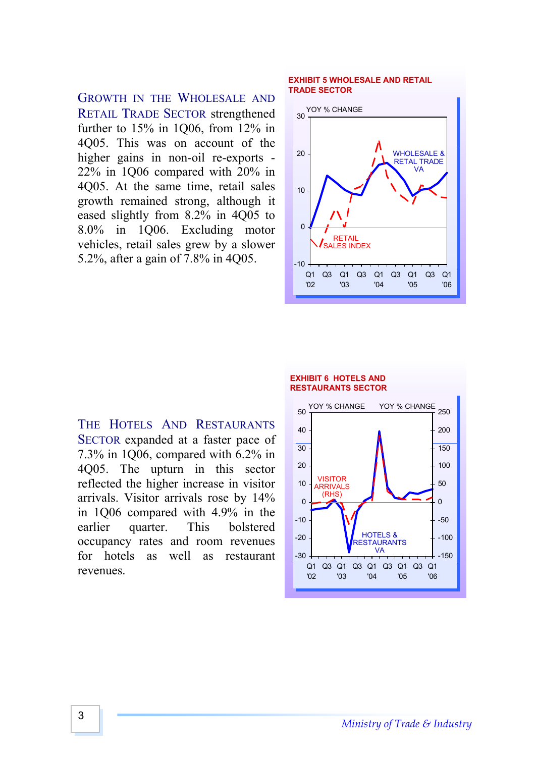GROWTH IN THE WHOLESALE AND RETAIL TRADE SECTOR strengthened further to 15% in 1Q06, from 12% in 4Q05. This was on account of the higher gains in non-oil re-exports - 22% in 1Q06 compared with 20% in 4Q05. At the same time, retail sales growth remained strong, although it eased slightly from 8.2% in 4Q05 to 8.0% in 1Q06. Excluding motor vehicles, retail sales grew by a slower 5.2%, after a gain of 7.8% in 4Q05.

**EXHIBIT 5 WHOLESALE AND RETAIL TRADE SECTOR**

THE HOTELS AND RESTAURANTS SECTOR expanded at a faster pace of 7.3% in 1Q06, compared with 6.2% in 4Q05. The upturn in this sector reflected the higher increase in visitor arrivals. Visitor arrivals rose by 14% in 1Q06 compared with 4.9% in the earlier quarter. This bolstered occupancy rates and room revenues for hotels as well as restaurant revenues.

**EXHIBIT 6 HOTELS AND RESTAURANTS SECTOR**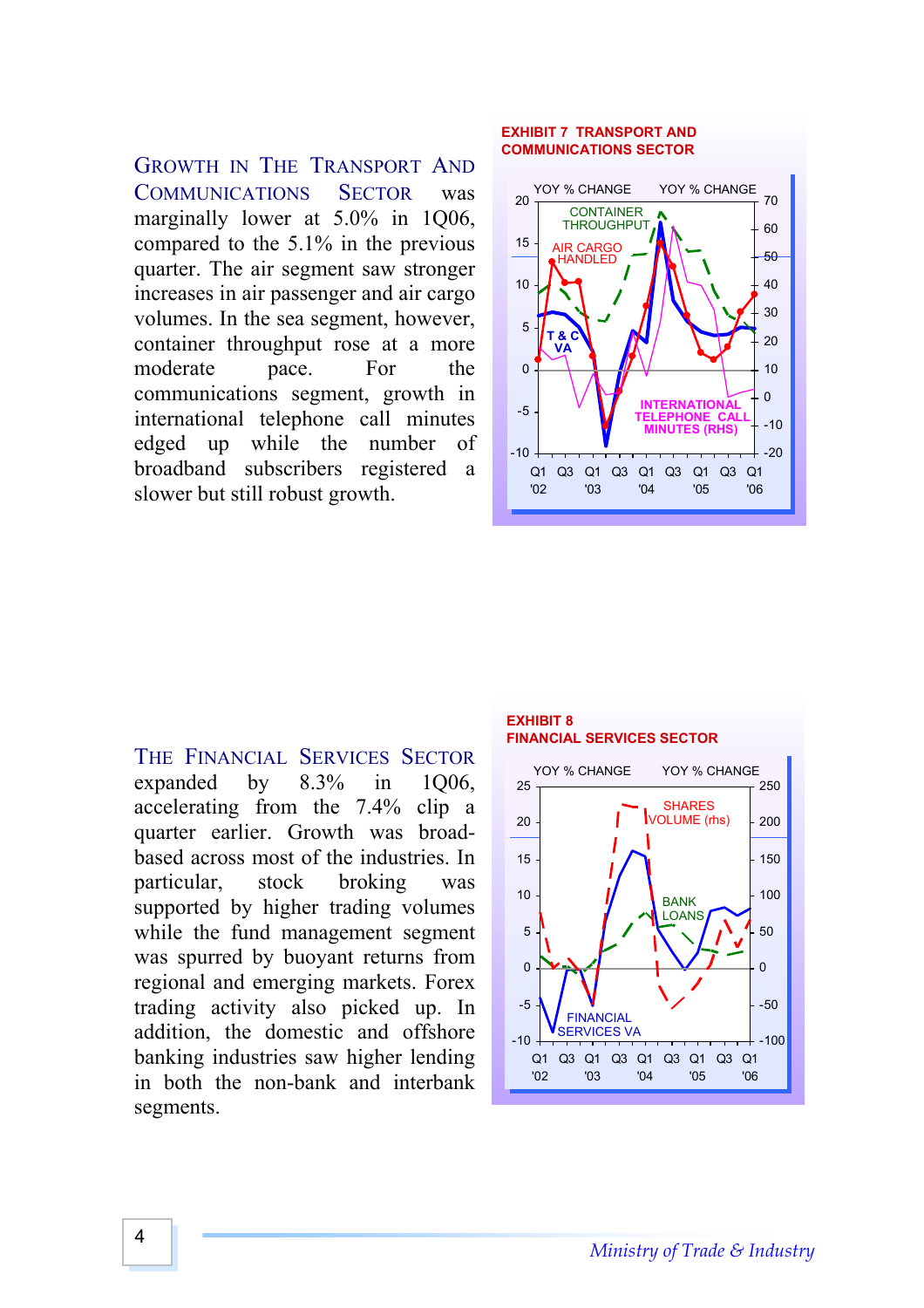**GROWTH IN THE TRANSPORT AND COMMUNICATIONS SECTOR** was marginally lower at 5.0% in 1Q06, compared to the 5.1% in the previous quarter. The air segment saw stronger increases in air passenger and air cargo volumes. In the sea segment, however, container throughput rose at a more moderate pace. For the communications segment, growth in international telephone call minutes edged up while the number of broadband subscribers registered a slower but still robust growth.

**EXHIBIT 7 TRANSPORT AND COMMUNICATIONS SECTOR**

**THE FINANCIAL SERVICES SECTOR** expanded by 8.3% in 1Q06, accelerating from the 7.4% clip a quarter earlier. Growth was broad-based across most of the industries. In particular, stock broking was supported by higher trading volumes while the fund management segment was spurred by buoyant returns from regional and emerging markets. Forex trading activity also picked up. In addition, the domestic and offshore banking industries saw higher lending in both the non-bank and interbank segments.

**EXHIBIT 8 FINANCIAL SERVICES SECTOR**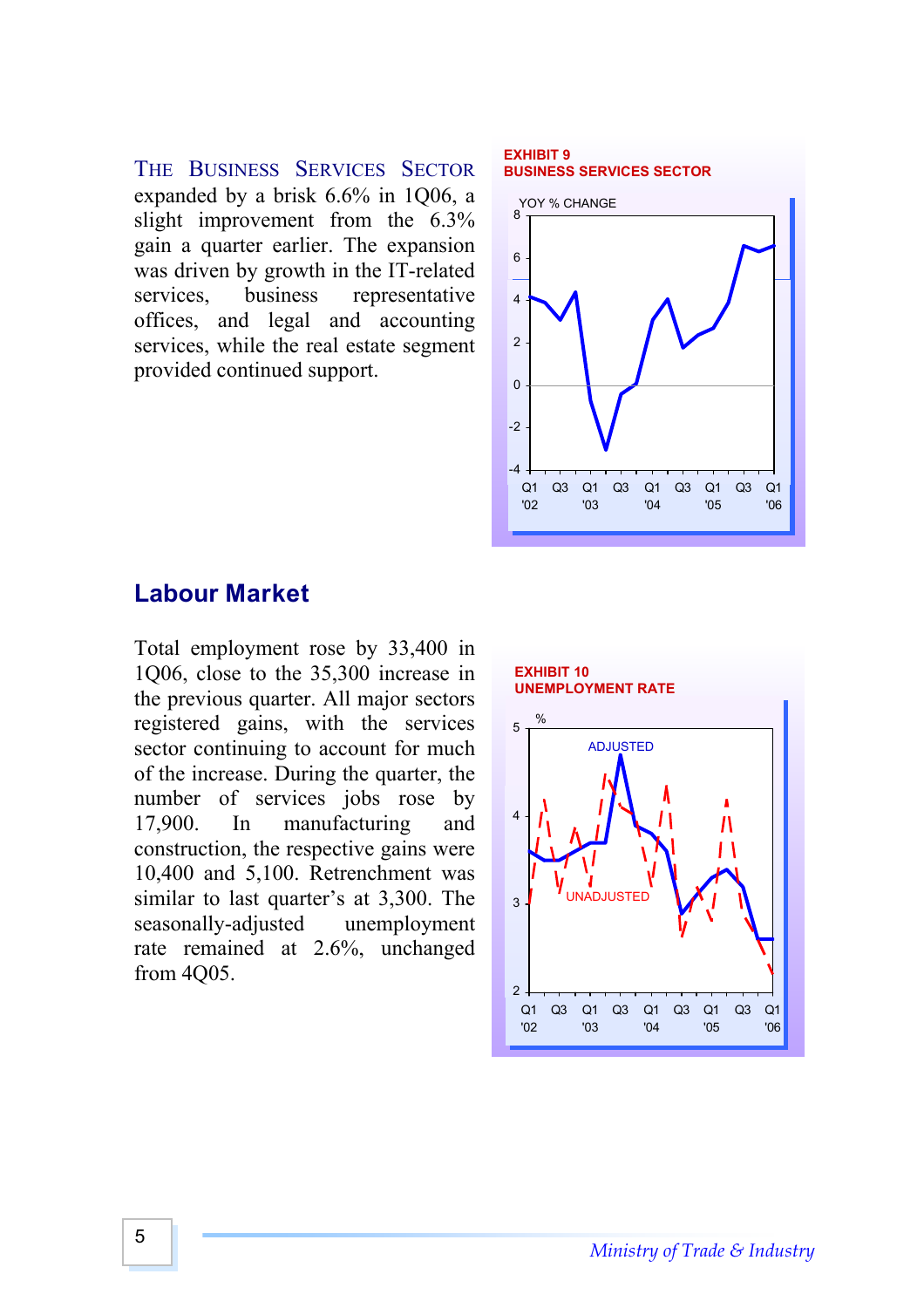THE BUSINESS SERVICES SECTOR expanded by a brisk 6.6% in 1Q06, a slight improvement from the 6.3% gain a quarter earlier. The expansion was driven by growth in the IT-related services, business representative offices, and legal and accounting services, while the real estate segment provided continued support.

**EXHIBIT 9**
**BUSINESS SERVICES SECTOR**

## Labour Market

Total employment rose by 33,400 in 1Q06, close to the 35,300 increase in the previous quarter. All major sectors registered gains, with the services sector continuing to account for much of the increase. During the quarter, the number of services jobs rose by 17,900. In manufacturing and construction, the respective gains were 10,400 and 5,100. Retrenchment was similar to last quarter's at 3,300. The seasonally-adjusted unemployment rate remained at 2.6%, unchanged from 4Q05.

**EXHIBIT 10**
**UNEMPLOYMENT RATE**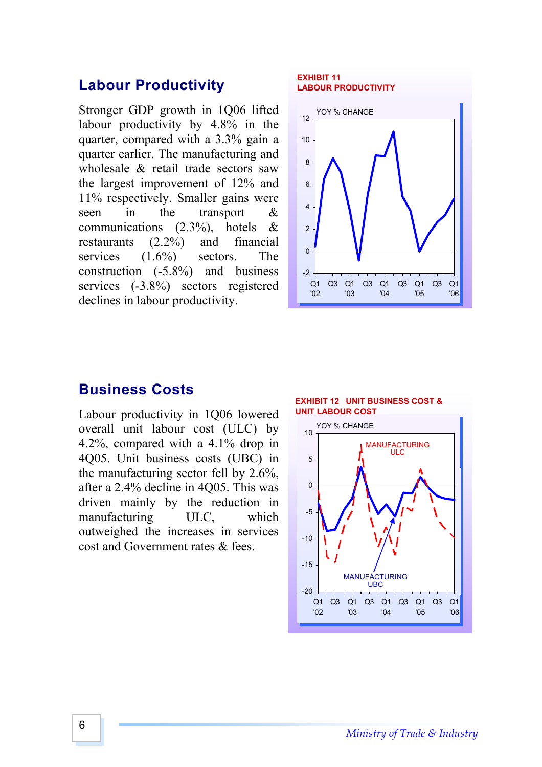## Labour Productivity

Stronger GDP growth in 1Q06 lifted labour productivity by 4.8% in the quarter, compared with a 3.3% gain a quarter earlier. The manufacturing and wholesale & retail trade sectors saw the largest improvement of 12% and 11% respectively. Smaller gains were seen in the transport & communications (2.3%), hotels & restaurants (2.2%) and financial services (1.6%) sectors. The construction (-5.8%) and business services (-3.8%) sectors registered declines in labour productivity.

**EXHIBIT 11**
**LABOUR PRODUCTIVITY**

## Business Costs

Labour productivity in 1Q06 lowered overall unit labour cost (ULC) by 4.2%, compared with a 4.1% drop in 4Q05. Unit business costs (UBC) in the manufacturing sector fell by 2.6%, after a 2.4% decline in 4Q05. This was driven mainly by the reduction in manufacturing ULC, which outweighed the increases in services cost and Government rates & fees.

**EXHIBIT 12 UNIT BUSINESS COST & UNIT LABOUR COST**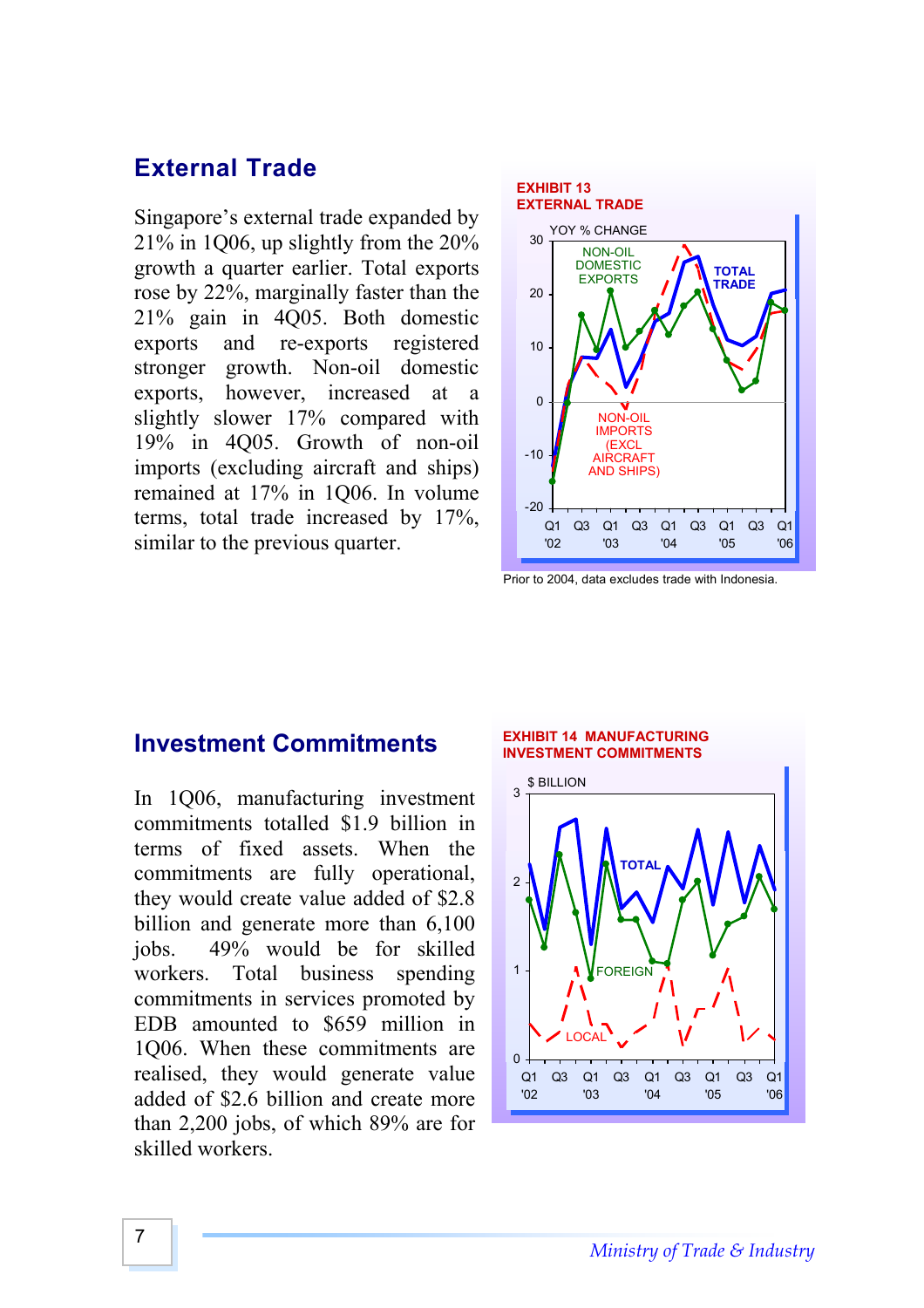## External Trade

Singapore's external trade expanded by 21% in 1Q06, up slightly from the 20% growth a quarter earlier. Total exports rose by 22%, marginally faster than the 21% gain in 4Q05. Both domestic exports and re-exports registered stronger growth. Non-oil domestic exports, however, increased at a slightly slower 17% compared with 19% in 4Q05. Growth of non-oil imports (excluding aircraft and ships) remained at 17% in 1Q06. In volume terms, total trade increased by 17%, similar to the previous quarter.

**EXHIBIT 13**
**EXTERNAL TRADE**

Prior to 2004, data excludes trade with Indonesia.

## Investment Commitments

In 1Q06, manufacturing investment commitments totalled $1.9 billion in terms of fixed assets. When the commitments are fully operational, they would create value added of $2.8 billion and generate more than 6,100 jobs. 49% would be for skilled workers. Total business spending commitments in services promoted by EDB amounted to $659 million in 1Q06. When these commitments are realised, they would generate value added of $2.6 billion and create more than 2,200 jobs, of which 89% are for skilled workers.

**EXHIBIT 14 MANUFACTURING INVESTMENT COMMITMENTS**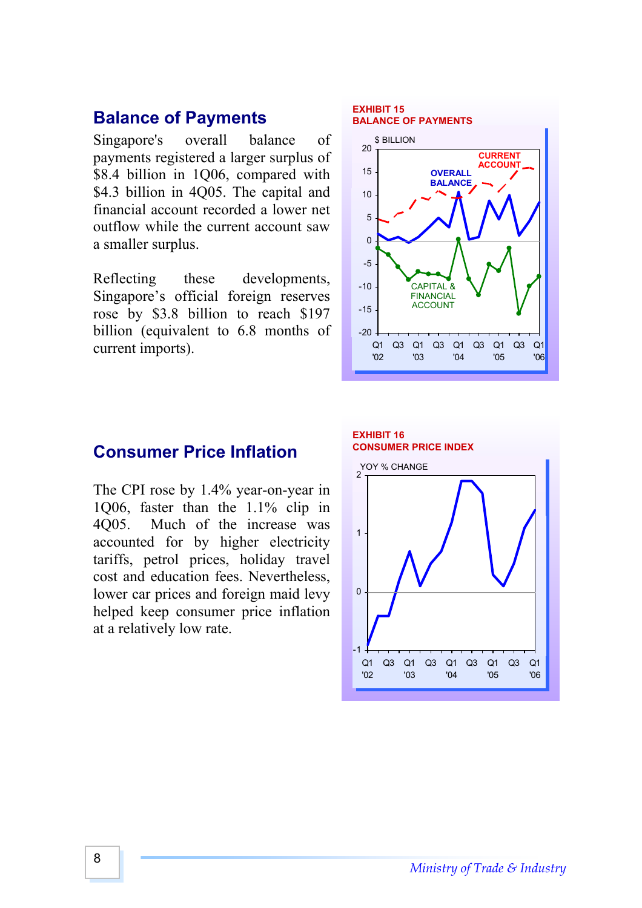## Balance of Payments

Singapore's overall balance of payments registered a larger surplus of \$8.4 billion in 1Q06, compared with \$4.3 billion in 4Q05. The capital and financial account recorded a lower net outflow while the current account saw a smaller surplus.

Reflecting these developments, Singapore's official foreign reserves rose by \$3.8 billion to reach \$197 billion (equivalent to 6.8 months of current imports).

**EXHIBIT 15**
**BALANCE OF PAYMENTS**

## Consumer Price Inflation

The CPI rose by 1.4% year-on-year in 1Q06, faster than the 1.1% clip in 4Q05. Much of the increase was accounted for by higher electricity tariffs, petrol prices, holiday travel cost and education fees. Nevertheless, lower car prices and foreign maid levy helped keep consumer price inflation at a relatively low rate.

**EXHIBIT 16**
**CONSUMER PRICE INDEX**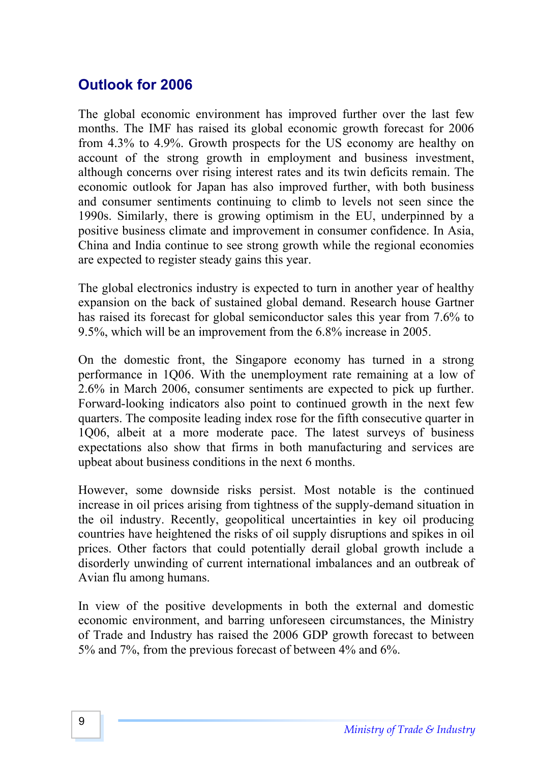## Outlook for 2006

The global economic environment has improved further over the last few months. The IMF has raised its global economic growth forecast for 2006 from 4.3% to 4.9%. Growth prospects for the US economy are healthy on account of the strong growth in employment and business investment, although concerns over rising interest rates and its twin deficits remain. The economic outlook for Japan has also improved further, with both business and consumer sentiments continuing to climb to levels not seen since the 1990s. Similarly, there is growing optimism in the EU, underpinned by a positive business climate and improvement in consumer confidence. In Asia, China and India continue to see strong growth while the regional economies are expected to register steady gains this year.

The global electronics industry is expected to turn in another year of healthy expansion on the back of sustained global demand. Research house Gartner has raised its forecast for global semiconductor sales this year from 7.6% to 9.5%, which will be an improvement from the 6.8% increase in 2005.

On the domestic front, the Singapore economy has turned in a strong performance in 1Q06. With the unemployment rate remaining at a low of 2.6% in March 2006, consumer sentiments are expected to pick up further. Forward-looking indicators also point to continued growth in the next few quarters. The composite leading index rose for the fifth consecutive quarter in 1Q06, albeit at a more moderate pace. The latest surveys of business expectations also show that firms in both manufacturing and services are upbeat about business conditions in the next 6 months.

However, some downside risks persist. Most notable is the continued increase in oil prices arising from tightness of the supply-demand situation in the oil industry. Recently, geopolitical uncertainties in key oil producing countries have heightened the risks of oil supply disruptions and spikes in oil prices. Other factors that could potentially derail global growth include a disorderly unwinding of current international imbalances and an outbreak of Avian flu among humans.

In view of the positive developments in both the external and domestic economic environment, and barring unforeseen circumstances, the Ministry of Trade and Industry has raised the 2006 GDP growth forecast to between 5% and 7%, from the previous forecast of between 4% and 6%.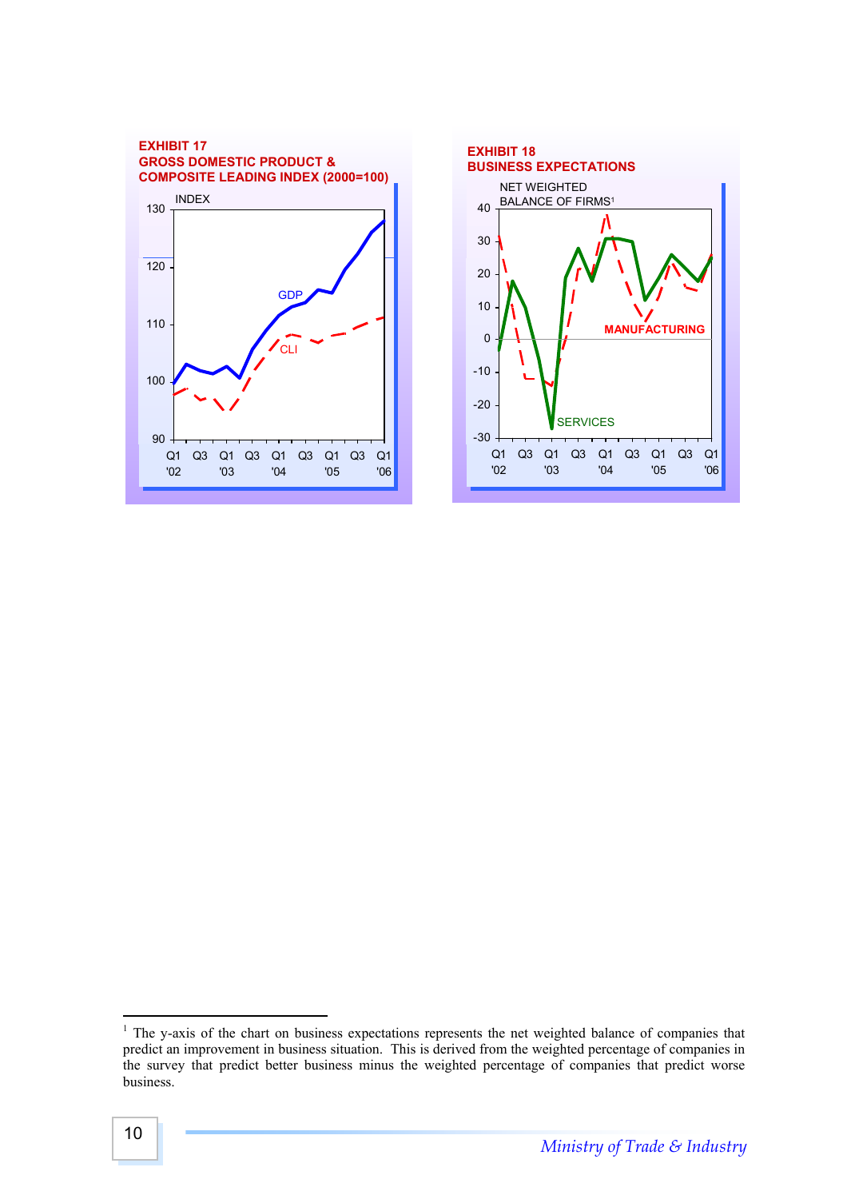**EXHIBIT 17**
**GROSS DOMESTIC PRODUCT & COMPOSITE LEADING INDEX (2000=100)**

INDEX

GDP

CLI

Q1 '02, Q3, Q1 '03, Q3, Q1 '04, Q3, Q1 '05, Q3, Q1 '06

**EXHIBIT 18**
**BUSINESS EXPECTATIONS**

NET WEIGHTED BALANCE OF FIRMS[1]

MANUFACTURING

SERVICES

Q1 '02, Q3, Q1 '03, Q3, Q1 '04, Q3, Q1 '05, Q3, Q1 '06

---

[1] The y-axis of the chart on business expectations represents the net weighted balance of companies that predict an improvement in business situation. This is derived from the weighted percentage of companies in the survey that predict better business minus the weighted percentage of companies that predict worse business.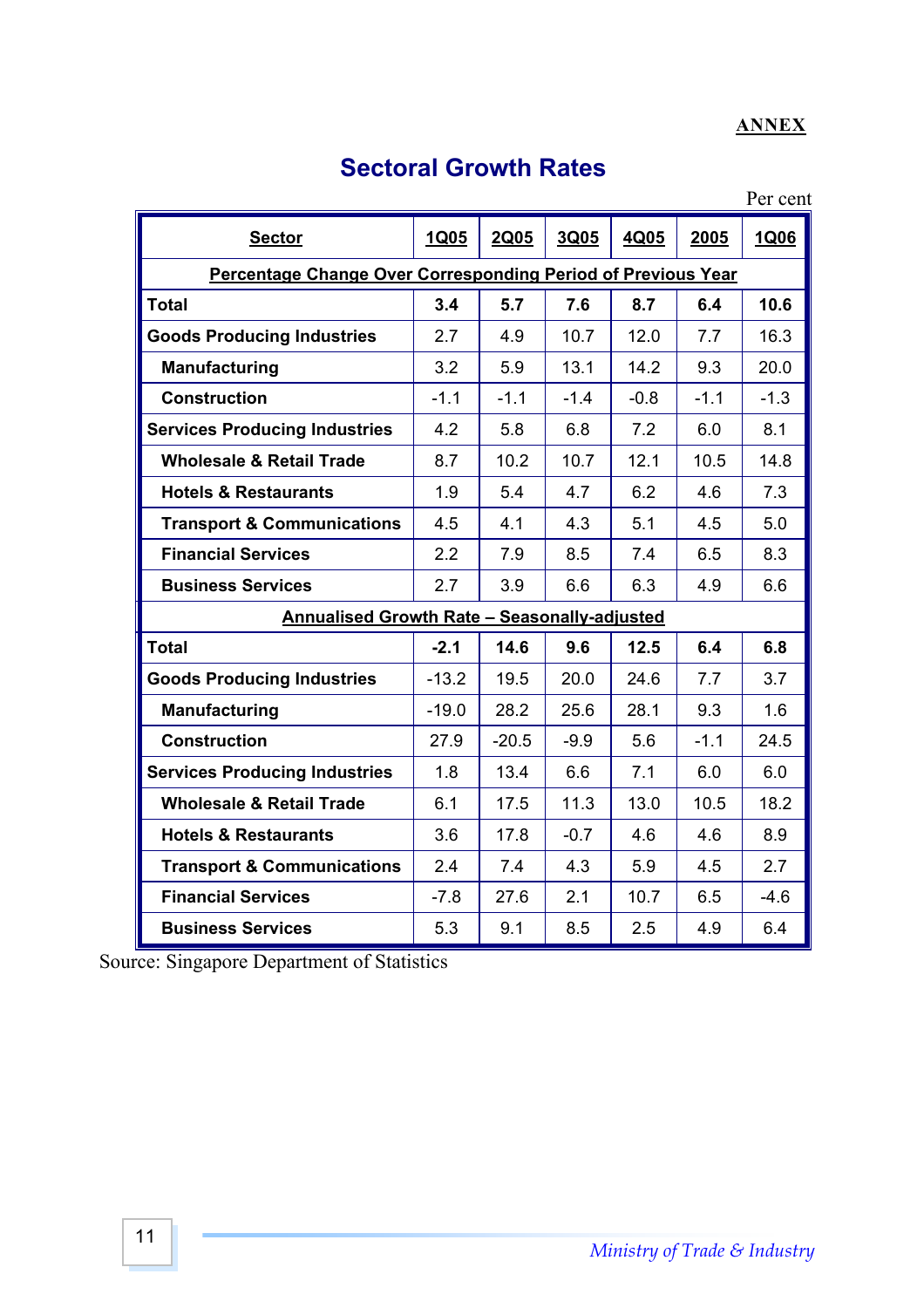**ANNEX**

## Sectoral Growth Rates

Per cent

| Sector | 1Q05 | 2Q05 | 3Q05 | 4Q05 | 2005 | 1Q06 |
|---|---|---|---|---|---|---|
| **Percentage Change Over Corresponding Period of Previous Year** | | | | | | |
| **Total** | **3.4** | **5.7** | **7.6** | **8.7** | **6.4** | **10.6** |
| **Goods Producing Industries** | 2.7 | 4.9 | 10.7 | 12.0 | 7.7 | 16.3 |
| **Manufacturing** | 3.2 | 5.9 | 13.1 | 14.2 | 9.3 | 20.0 |
| **Construction** | -1.1 | -1.1 | -1.4 | -0.8 | -1.1 | -1.3 |
| **Services Producing Industries** | 4.2 | 5.8 | 6.8 | 7.2 | 6.0 | 8.1 |
| **Wholesale & Retail Trade** | 8.7 | 10.2 | 10.7 | 12.1 | 10.5 | 14.8 |
| **Hotels & Restaurants** | 1.9 | 5.4 | 4.7 | 6.2 | 4.6 | 7.3 |
| **Transport & Communications** | 4.5 | 4.1 | 4.3 | 5.1 | 4.5 | 5.0 |
| **Financial Services** | 2.2 | 7.9 | 8.5 | 7.4 | 6.5 | 8.3 |
| **Business Services** | 2.7 | 3.9 | 6.6 | 6.3 | 4.9 | 6.6 |
| **Annualised Growth Rate – Seasonally-adjusted** | | | | | | |
| **Total** | **-2.1** | **14.6** | **9.6** | **12.5** | **6.4** | **6.8** |
| **Goods Producing Industries** | -13.2 | 19.5 | 20.0 | 24.6 | 7.7 | 3.7 |
| **Manufacturing** | -19.0 | 28.2 | 25.6 | 28.1 | 9.3 | 1.6 |
| **Construction** | 27.9 | -20.5 | -9.9 | 5.6 | -1.1 | 24.5 |
| **Services Producing Industries** | 1.8 | 13.4 | 6.6 | 7.1 | 6.0 | 6.0 |
| **Wholesale & Retail Trade** | 6.1 | 17.5 | 11.3 | 13.0 | 10.5 | 18.2 |
| **Hotels & Restaurants** | 3.6 | 17.8 | -0.7 | 4.6 | 4.6 | 8.9 |
| **Transport & Communications** | 2.4 | 7.4 | 4.3 | 5.9 | 4.5 | 2.7 |
| **Financial Services** | -7.8 | 27.6 | 2.1 | 10.7 | 6.5 | -4.6 |
| **Business Services** | 5.3 | 9.1 | 8.5 | 2.5 | 4.9 | 6.4 |

Source: Singapore Department of Statistics